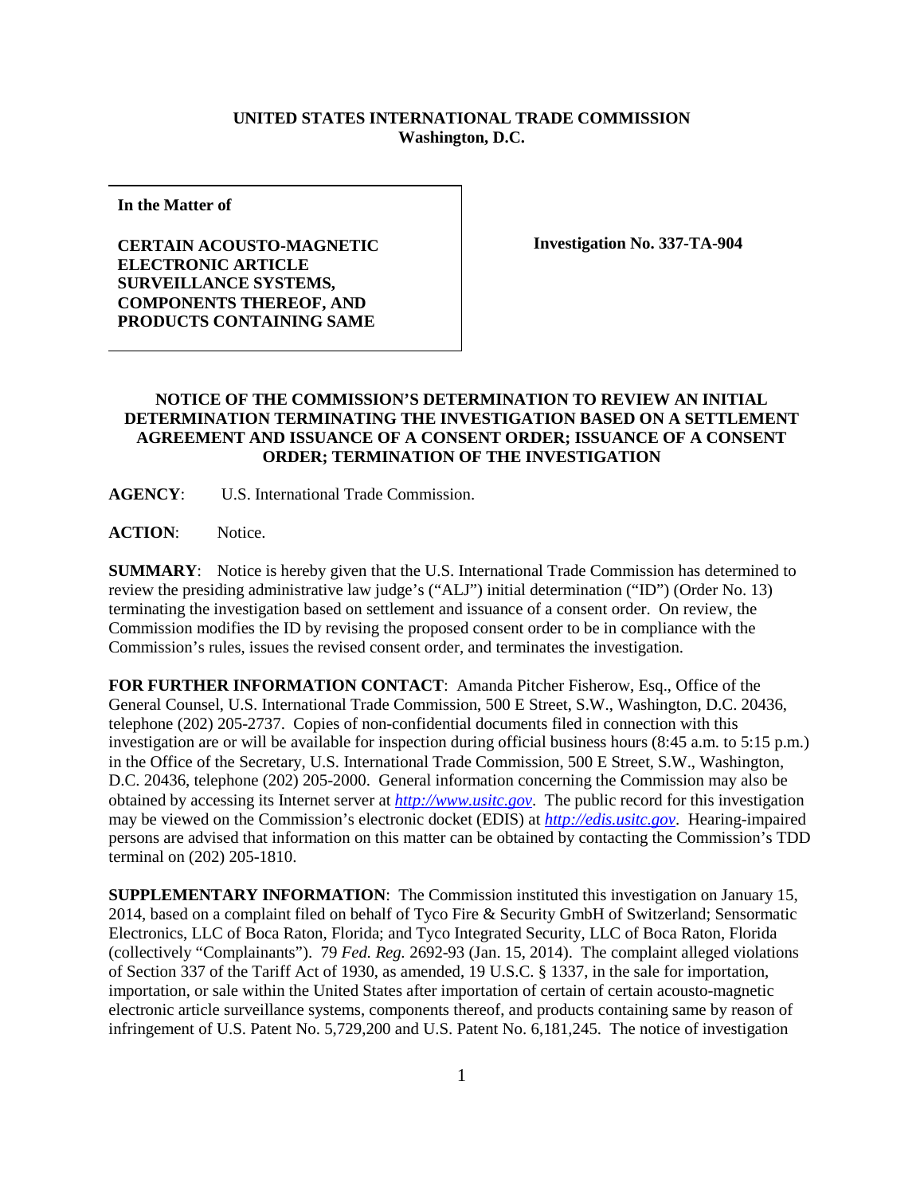**UNITED STATES INTERNATIONAL TRADE COMMISSION**
**Washington, D.C.**

| **In the Matter of** <br><br> **CERTAIN ACOUSTO-MAGNETIC ELECTRONIC ARTICLE SURVEILLANCE SYSTEMS, COMPONENTS THEREOF, AND PRODUCTS CONTAINING SAME** | **Investigation No. 337-TA-904** |
|---|---|

**NOTICE OF THE COMMISSION'S DETERMINATION TO REVIEW AN INITIAL DETERMINATION TERMINATING THE INVESTIGATION BASED ON A SETTLEMENT AGREEMENT AND ISSUANCE OF A CONSENT ORDER; ISSUANCE OF A CONSENT ORDER; TERMINATION OF THE INVESTIGATION**

**AGENCY**: U.S. International Trade Commission.

**ACTION**: Notice.

**SUMMARY**: Notice is hereby given that the U.S. International Trade Commission has determined to review the presiding administrative law judge's ("ALJ") initial determination ("ID") (Order No. 13) terminating the investigation based on settlement and issuance of a consent order. On review, the Commission modifies the ID by revising the proposed consent order to be in compliance with the Commission's rules, issues the revised consent order, and terminates the investigation.

**FOR FURTHER INFORMATION CONTACT**: Amanda Pitcher Fisherow, Esq., Office of the General Counsel, U.S. International Trade Commission, 500 E Street, S.W., Washington, D.C. 20436, telephone (202) 205-2737. Copies of non-confidential documents filed in connection with this investigation are or will be available for inspection during official business hours (8:45 a.m. to 5:15 p.m.) in the Office of the Secretary, U.S. International Trade Commission, 500 E Street, S.W., Washington, D.C. 20436, telephone (202) 205-2000. General information concerning the Commission may also be obtained by accessing its Internet server at *http://www.usitc.gov*. The public record for this investigation may be viewed on the Commission's electronic docket (EDIS) at *http://edis.usitc.gov*. Hearing-impaired persons are advised that information on this matter can be obtained by contacting the Commission's TDD terminal on (202) 205-1810.

**SUPPLEMENTARY INFORMATION**: The Commission instituted this investigation on January 15, 2014, based on a complaint filed on behalf of Tyco Fire & Security GmbH of Switzerland; Sensormatic Electronics, LLC of Boca Raton, Florida; and Tyco Integrated Security, LLC of Boca Raton, Florida (collectively "Complainants"). 79 *Fed. Reg.* 2692-93 (Jan. 15, 2014). The complaint alleged violations of Section 337 of the Tariff Act of 1930, as amended, 19 U.S.C. § 1337, in the sale for importation, importation, or sale within the United States after importation of certain of certain acousto-magnetic electronic article surveillance systems, components thereof, and products containing same by reason of infringement of U.S. Patent No. 5,729,200 and U.S. Patent No. 6,181,245. The notice of investigation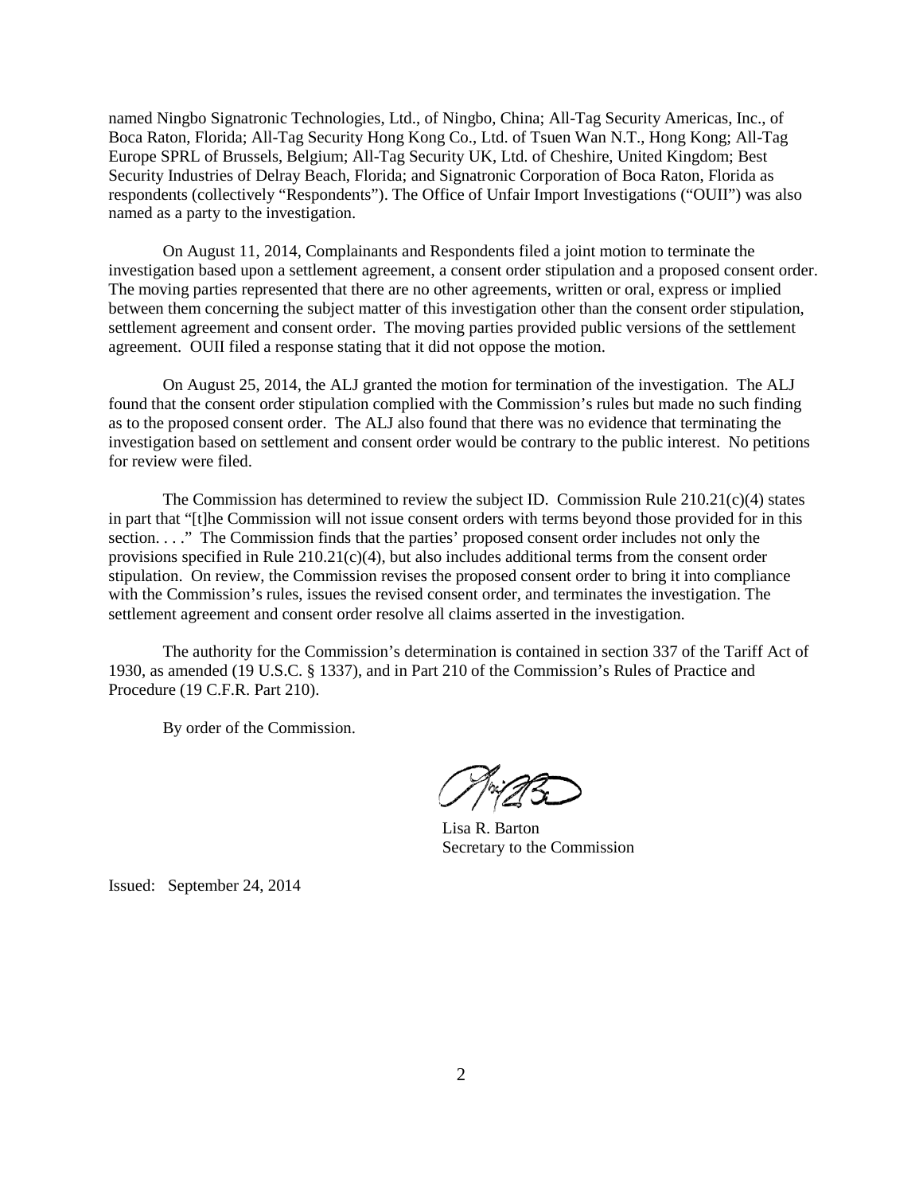named Ningbo Signatronic Technologies, Ltd., of Ningbo, China; All-Tag Security Americas, Inc., of Boca Raton, Florida; All-Tag Security Hong Kong Co., Ltd. of Tsuen Wan N.T., Hong Kong; All-Tag Europe SPRL of Brussels, Belgium; All-Tag Security UK, Ltd. of Cheshire, United Kingdom; Best Security Industries of Delray Beach, Florida; and Signatronic Corporation of Boca Raton, Florida as respondents (collectively "Respondents"). The Office of Unfair Import Investigations ("OUII") was also named as a party to the investigation.

On August 11, 2014, Complainants and Respondents filed a joint motion to terminate the investigation based upon a settlement agreement, a consent order stipulation and a proposed consent order. The moving parties represented that there are no other agreements, written or oral, express or implied between them concerning the subject matter of this investigation other than the consent order stipulation, settlement agreement and consent order. The moving parties provided public versions of the settlement agreement. OUII filed a response stating that it did not oppose the motion.

On August 25, 2014, the ALJ granted the motion for termination of the investigation. The ALJ found that the consent order stipulation complied with the Commission's rules but made no such finding as to the proposed consent order. The ALJ also found that there was no evidence that terminating the investigation based on settlement and consent order would be contrary to the public interest. No petitions for review were filed.

The Commission has determined to review the subject ID. Commission Rule 210.21(c)(4) states in part that "[t]he Commission will not issue consent orders with terms beyond those provided for in this section. . . ." The Commission finds that the parties' proposed consent order includes not only the provisions specified in Rule 210.21(c)(4), but also includes additional terms from the consent order stipulation. On review, the Commission revises the proposed consent order to bring it into compliance with the Commission's rules, issues the revised consent order, and terminates the investigation. The settlement agreement and consent order resolve all claims asserted in the investigation.

The authority for the Commission's determination is contained in section 337 of the Tariff Act of 1930, as amended (19 U.S.C. § 1337), and in Part 210 of the Commission's Rules of Practice and Procedure (19 C.F.R. Part 210).

By order of the Commission.

Lisa R. Barton
Secretary to the Commission

Issued: September 24, 2014